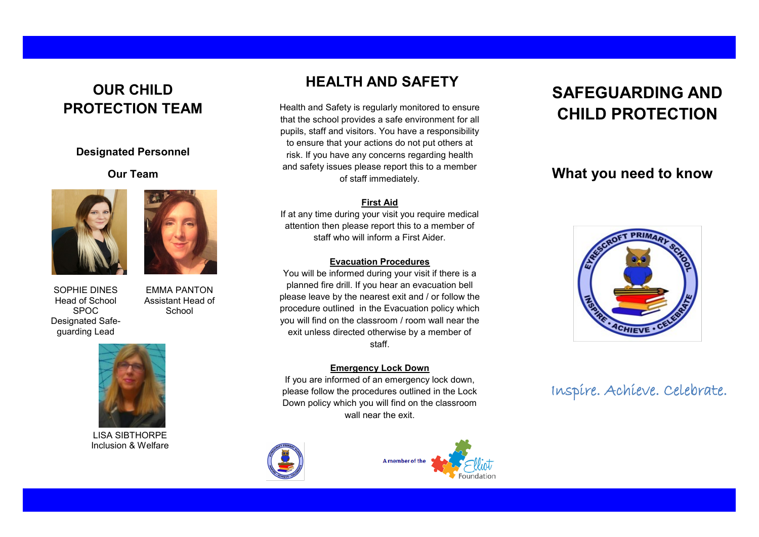## OUR CHILD PROTECTION TEAM

### Designated Personnel

### Our Team

SOPHIE DINES
Head of School
SPOC
Designated Safeguarding Lead

EMMA PANTON
Assistant Head of School

LISA SIBTHORPE
Inclusion & Welfare

## HEALTH AND SAFETY

Health and Safety is regularly monitored to ensure that the school provides a safe environment for all pupils, staff and visitors. You have a responsibility to ensure that your actions do not put others at risk. If you have any concerns regarding health and safety issues please report this to a member of staff immediately.

**First Aid**

If at any time during your visit you require medical attention then please report this to a member of staff who will inform a First Aider.

**Evacuation Procedures**

You will be informed during your visit if there is a planned fire drill. If you hear an evacuation bell please leave by the nearest exit and / or follow the procedure outlined in the Evacuation policy which you will find on the classroom / room wall near the exit unless directed otherwise by a member of staff.

**Emergency Lock Down**

If you are informed of an emergency lock down, please follow the procedures outlined in the Lock Down policy which you will find on the classroom wall near the exit.

A member of the Elliot Foundation

# SAFEGUARDING AND CHILD PROTECTION

## What you need to know

EYRESCROFT PRIMARY SCHOOL
INSPIRE • ACHIEVE • CELEBRATE

*Inspire. Achieve. Celebrate.*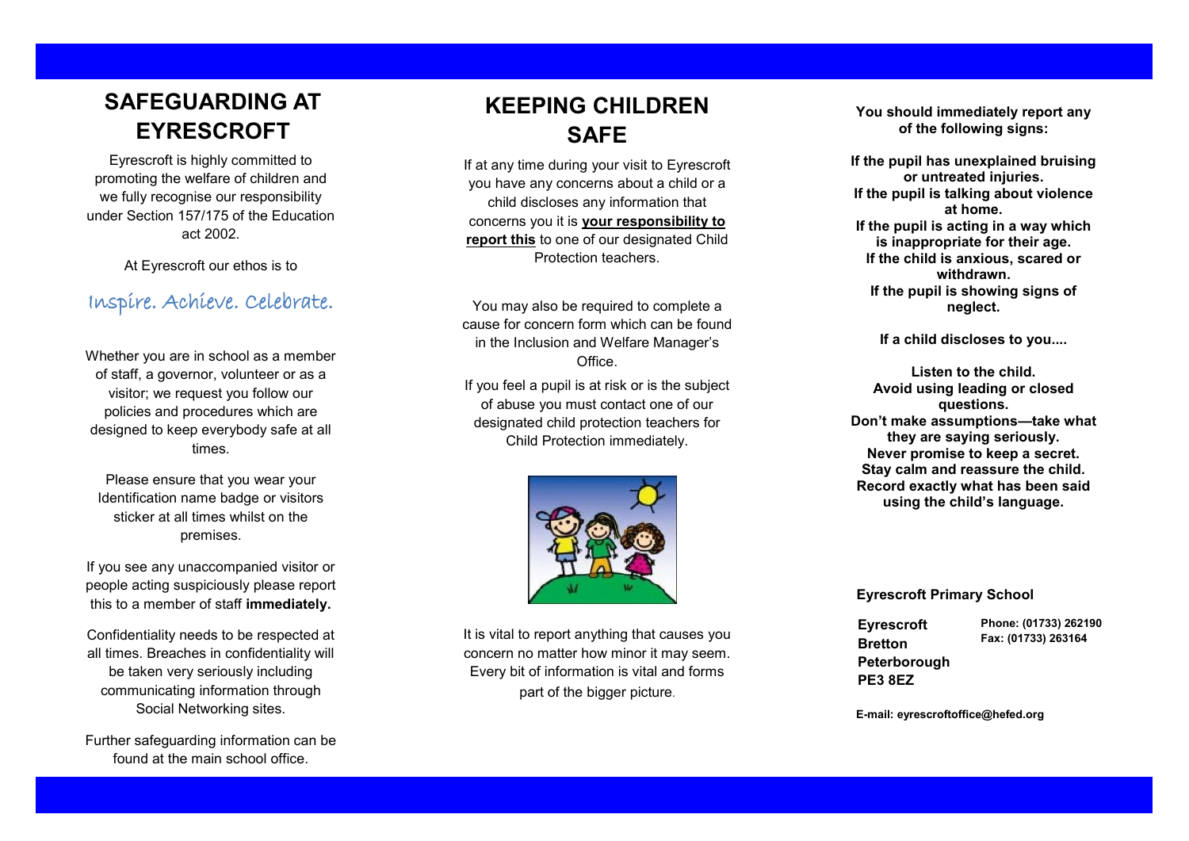## SAFEGUARDING AT EYRESCROFT

Eyrescroft is highly committed to promoting the welfare of children and we fully recognise our responsibility under Section 157/175 of the Education act 2002.

At Eyrescroft our ethos is to

*Inspire. Achieve. Celebrate.*

Whether you are in school as a member of staff, a governor, volunteer or as a visitor; we request you follow our policies and procedures which are designed to keep everybody safe at all times.

Please ensure that you wear your Identification name badge or visitors sticker at all times whilst on the premises.

If you see any unaccompanied visitor or people acting suspiciously please report this to a member of staff **immediately.**

Confidentiality needs to be respected at all times. Breaches in confidentiality will be taken very seriously including communicating information through Social Networking sites.

Further safeguarding information can be found at the main school office.

## KEEPING CHILDREN SAFE

If at any time during your visit to Eyrescroft you have any concerns about a child or a child discloses any information that concerns you it is **your responsibility to report this** to one of our designated Child Protection teachers.

You may also be required to complete a cause for concern form which can be found in the Inclusion and Welfare Manager's Office.

If you feel a pupil is at risk or is the subject of abuse you must contact one of our designated child protection teachers for Child Protection immediately.

It is vital to report anything that causes you concern no matter how minor it may seem. Every bit of information is vital and forms part of the bigger picture.

**You should immediately report any of the following signs:**

**If the pupil has unexplained bruising or untreated injuries.**
**If the pupil is talking about violence at home.**
**If the pupil is acting in a way which is inappropriate for their age.**
**If the child is anxious, scared or withdrawn.**
**If the pupil is showing signs of neglect.**

**If a child discloses to you....**

**Listen to the child.**
**Avoid using leading or closed questions.**
**Don't make assumptions—take what they are saying seriously.**
**Never promise to keep a secret.**
**Stay calm and reassure the child.**
**Record exactly what has been said using the child's language.**

**Eyrescroft Primary School**

**Eyrescroft**
**Bretton**
**Peterborough**
**PE3 8EZ**

**Phone: (01733) 262190**
**Fax: (01733) 263164**

**E-mail: eyrescroftoffice@hefed.org**